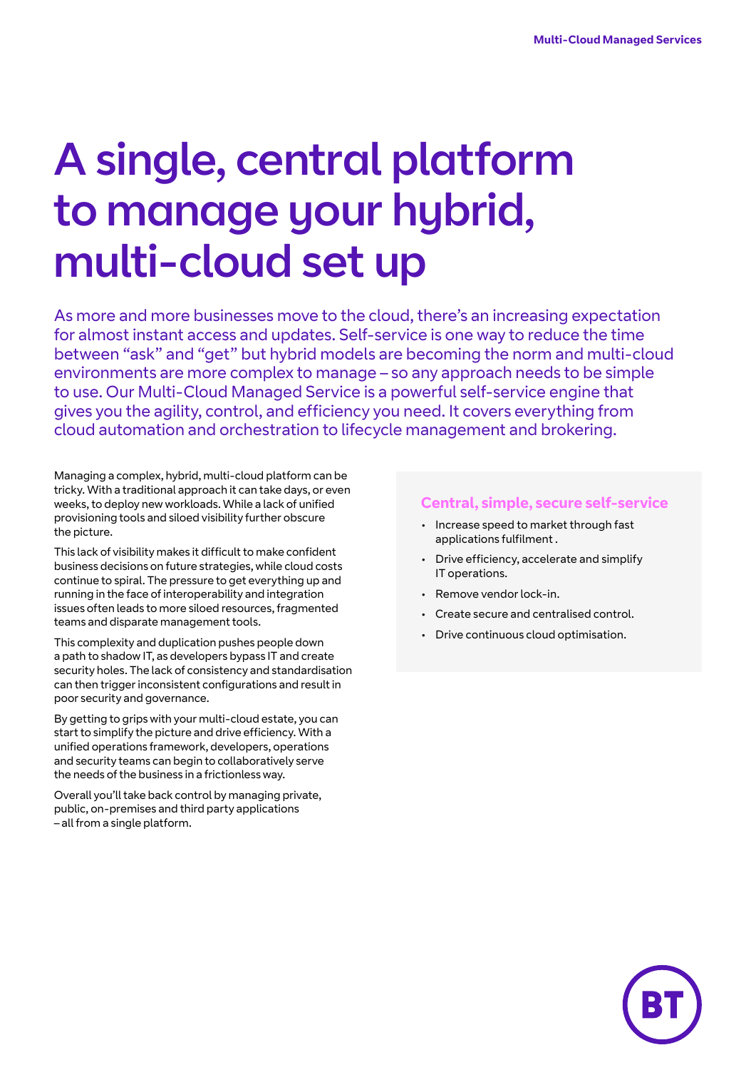# A single, central platform to manage your hybrid, multi-cloud set up

As more and more businesses move to the cloud, there's an increasing expectation for almost instant access and updates. Self-service is one way to reduce the time between "ask" and "get" but hybrid models are becoming the norm and multi-cloud environments are more complex to manage – so any approach needs to be simple to use. Our Multi-Cloud Managed Service is a powerful self-service engine that gives you the agility, control, and efficiency you need. It covers everything from cloud automation and orchestration to lifecycle management and brokering.

Managing a complex, hybrid, multi-cloud platform can be tricky. With a traditional approach it can take days, or even weeks, to deploy new workloads. While a lack of unified provisioning tools and siloed visibility further obscure the picture.

This lack of visibility makes it difficult to make confident business decisions on future strategies, while cloud costs continue to spiral. The pressure to get everything up and running in the face of interoperability and integration issues often leads to more siloed resources, fragmented teams and disparate management tools.

This complexity and duplication pushes people down a path to shadow IT, as developers bypass IT and create security holes. The lack of consistency and standardisation can then trigger inconsistent configurations and result in poor security and governance.

By getting to grips with your multi-cloud estate, you can start to simplify the picture and drive efficiency. With a unified operations framework, developers, operations and security teams can begin to collaboratively serve the needs of the business in a frictionless way.

Overall you'll take back control by managing private, public, on-premises and third party applications – all from a single platform.

### Central, simple, secure self-service

- Increase speed to market through fast applications fulfilment .
- Drive efficiency, accelerate and simplify IT operations.
- Remove vendor lock-in.
- Create secure and centralised control.
- Drive continuous cloud optimisation.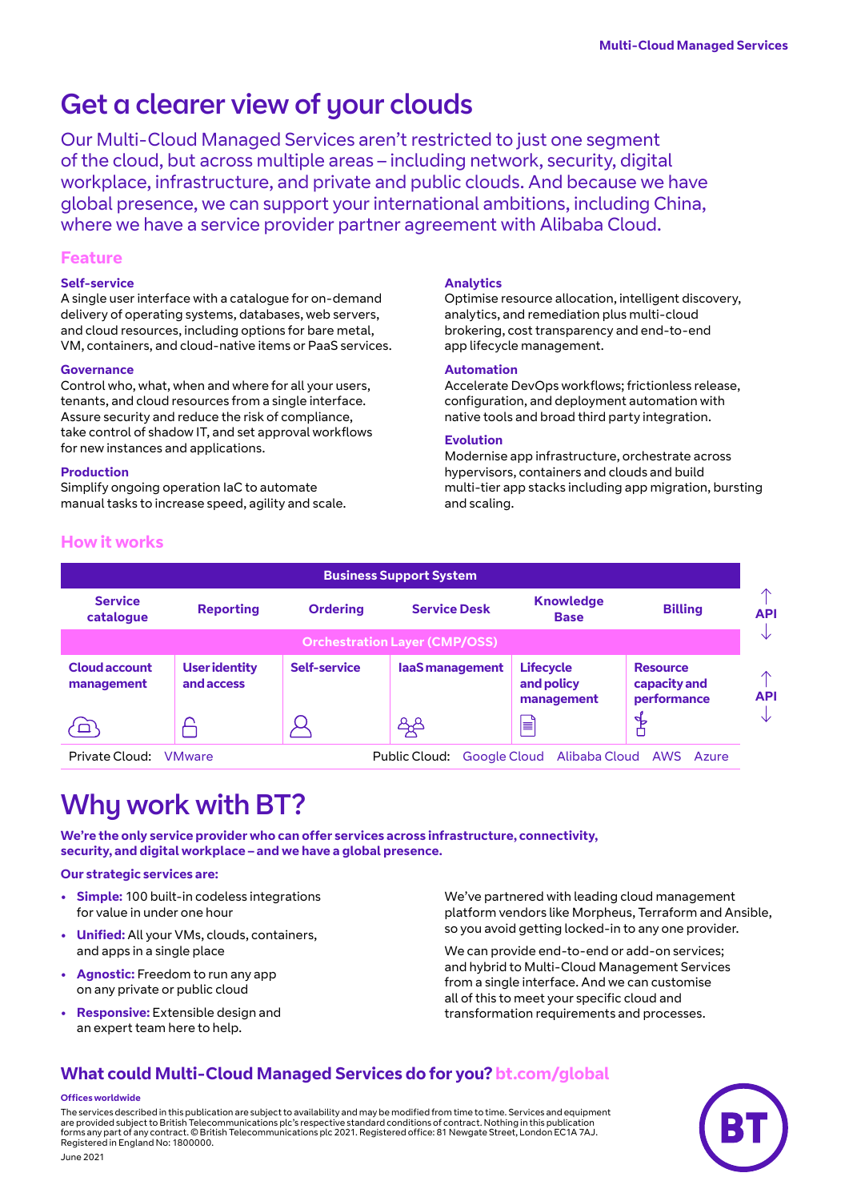# Get a clearer view of your clouds

Our Multi-Cloud Managed Services aren't restricted to just one segment of the cloud, but across multiple areas – including network, security, digital workplace, infrastructure, and private and public clouds. And because we have global presence, we can support your international ambitions, including China, where we have a service provider partner agreement with Alibaba Cloud.

## Feature

**Self-service**
A single user interface with a catalogue for on-demand delivery of operating systems, databases, web servers, and cloud resources, including options for bare metal, VM, containers, and cloud-native items or PaaS services.

**Governance**
Control who, what, when and where for all your users, tenants, and cloud resources from a single interface. Assure security and reduce the risk of compliance, take control of shadow IT, and set approval workflows for new instances and applications.

**Production**
Simplify ongoing operation IaC to automate manual tasks to increase speed, agility and scale.

**Analytics**
Optimise resource allocation, intelligent discovery, analytics, and remediation plus multi-cloud brokering, cost transparency and end-to-end app lifecycle management.

**Automation**
Accelerate DevOps workflows; frictionless release, configuration, and deployment automation with native tools and broad third party integration.

**Evolution**
Modernise app infrastructure, orchestrate across hypervisors, containers and clouds and build multi-tier app stacks including app migration, bursting and scaling.

## How it works

Business Support System

Service catalogue | Reporting | Ordering | Service Desk | Knowledge Base | Billing

↑ API ↓

Orchestration Layer (CMP/OSS)

Cloud account management | User identity and access | Self-service | IaaS management | Lifecycle and policy management | Resource capacity and performance

↑ API ↓

Private Cloud: VMware

Public Cloud: Google Cloud, Alibaba Cloud, AWS, Azure

# Why work with BT?

**We're the only service provider who can offer services across infrastructure, connectivity, security, and digital workplace – and we have a global presence.**

**Our strategic services are:**

- **Simple:** 100 built-in codeless integrations for value in under one hour
- **Unified:** All your VMs, clouds, containers, and apps in a single place
- **Agnostic:** Freedom to run any app on any private or public cloud
- **Responsive:** Extensible design and an expert team here to help.

We've partnered with leading cloud management platform vendors like Morpheus, Terraform and Ansible, so you avoid getting locked-in to any one provider.

We can provide end-to-end or add-on services; and hybrid to Multi-Cloud Management Services from a single interface. And we can customise all of this to meet your specific cloud and transformation requirements and processes.

## What could Multi-Cloud Managed Services do for you? bt.com/global

**Offices worldwide**

The services described in this publication are subject to availability and may be modified from time to time. Services and equipment are provided subject to British Telecommunications plc's respective standard conditions of contract. Nothing in this publication forms any part of any contract. © British Telecommunications plc 2021. Registered office: 81 Newgate Street, London EC1A 7AJ. Registered in England No: 1800000.

June 2021